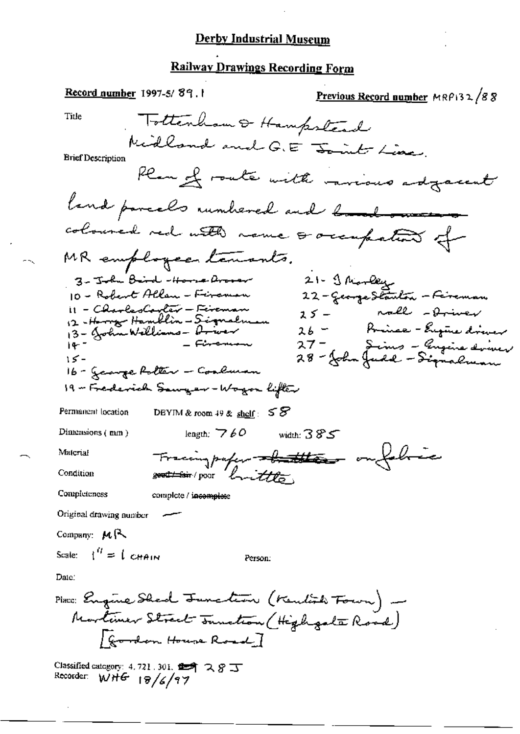# Derby Industrial Museum

## Railway Drawings Recording Form

**Record number** 1997-5/ 89.1

**Previous Record number** MRP132/88

Title

Tottenham & Hampstead
Midland and G.E Joint Line.

Brief Description

Plan of route with various adjacent land parcels numbered and ~~bounded~~ coloured red with name & occupation of MR employee tenants.

3 - John Baird - Horse Drover
10 - Robert Allen - Fireman
11 - Charles Carter - Fireman
12 - Harry Hamblin - Signalman
13 - John Williams - Driver
14 - &nbsp;&nbsp;&nbsp;&nbsp;&nbsp;&nbsp;&nbsp;&nbsp; - Fireman
15 -
16 - George Potter - Coalman
19 - Frederick Sawyer - Wagon lifter

21 - J Morley
22 - George Stanton - Fireman
25 - &nbsp;&nbsp;&nbsp;&nbsp; Nall - Driver
26 - &nbsp;&nbsp;&nbsp;&nbsp; Prince - Engine driver
27 - &nbsp;&nbsp;&nbsp;&nbsp; Sims - Engine driver
28 - John Judd - Signalman

Permanent location &nbsp;&nbsp; DBYIM & room 49 & shelf: 58

Dimensions (mm) &nbsp;&nbsp; length: 760 &nbsp;&nbsp; width: 385

Material &nbsp;&nbsp; Tracing paper ~~brittle~~ on fabric

Condition &nbsp;&nbsp; ~~good / fair~~ / poor &nbsp; brittle

Completeness &nbsp;&nbsp; complete / ~~incomplete~~

Original drawing number &nbsp;&nbsp; —

Company: MR

Scale: 1" = 1 CHAIN &nbsp;&nbsp;&nbsp;&nbsp; Person:

Date:

Place: Engine Shed Junction (Kentish Town) — Mortimer Street Junction (Highgate Road)
[Gordon House Road]

Classified category: 4.721.301. ~~28~~ 28 J
Recorder: WHG 18/6/97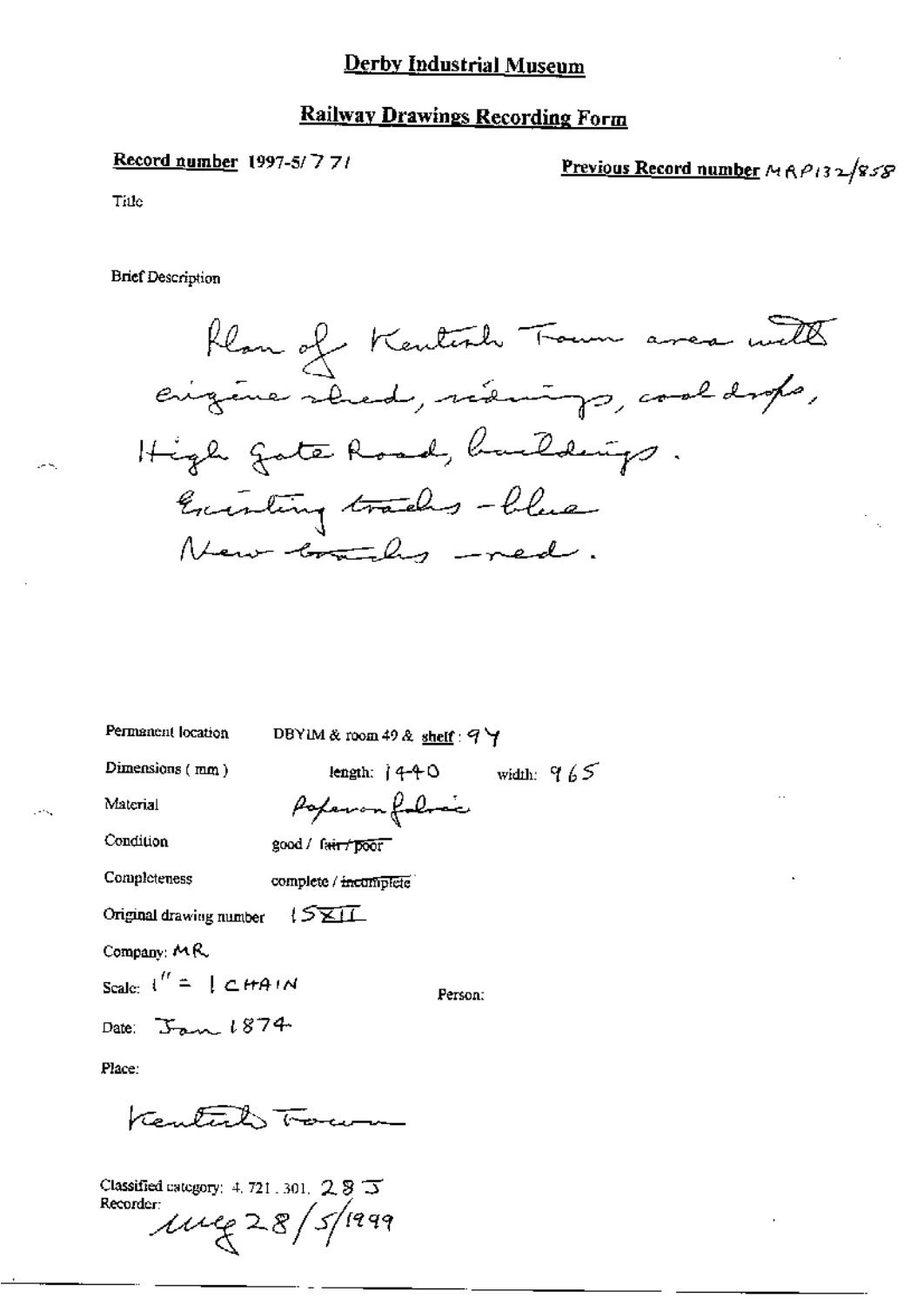# Derby Industrial Museum

## Railway Drawings Recording Form

**Record number** 1997-5/771

**Previous Record number** MRP132/858

Title

Brief Description

Plan of Kentish Town area with engine shed, sidings, coal drops, High Gate Road, buildings.
Existing tracks - blue
New tracks - red.

Permanent location DBYIM & room 49 & shelf: 94

Dimensions (mm) length: 1440 width: 965

Material Paper on fabric

Condition good / ~~fair / poor~~

Completeness complete / ~~incomplete~~

Original drawing number 15XII

Company: MR

Scale: 1" = 1 CHAIN

Person:

Date: Jan 1874

Place:

Kentish Town

Classified category: 4.721.301. 28J

Recorder: MEG 28/5/1999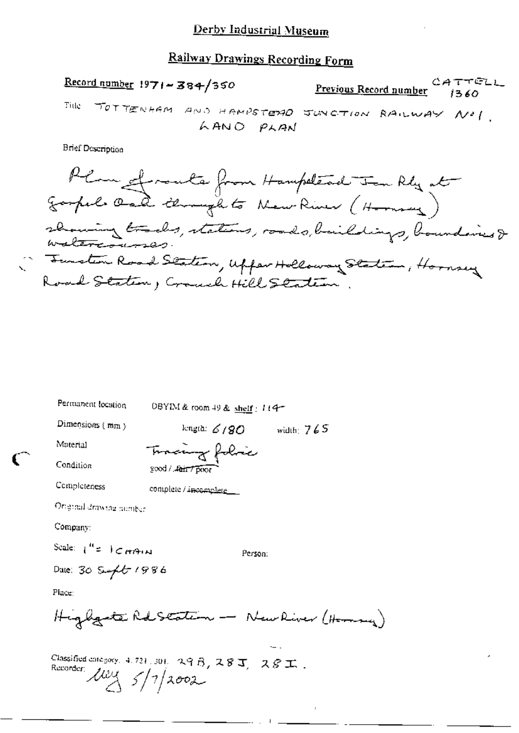# Derby Industrial Museum

## Railway Drawings Recording Form

**Record number** 1971-384/350

**Previous Record number** CATTELL 1360

Title: TOTTENHAM AND HAMPSTEAD JUNCTION RAILWAY No 1. LAND PLAN

Brief Description

Plan of route from Hampstead Jcn Rly at Gospel Oak through to New River (Hornsey) showing tracks, stations, roads, buildings, boundaries & watercourses.
Junction Road Station, Upper Holloway Station, Hornsey Road Station, Crouch Hill Station.

Permanent location: DBYIM & room 49 & shelf: 114

Dimensions (mm): length: 6180 width: 765

Material: Tracing fabric

Condition: good / ~~fair / poor~~

Completeness: complete / ~~incomplete~~

Original drawing number:

Company:

Scale: 1" = 1 CHAIN

Person:

Date: 30 Sept 1986

Place:

Highgate Rd Station — New River (Hornsey)

Classified category: 4.721.301. 29B, 28J, 28I.

Recorder: [initials] 5/7/2002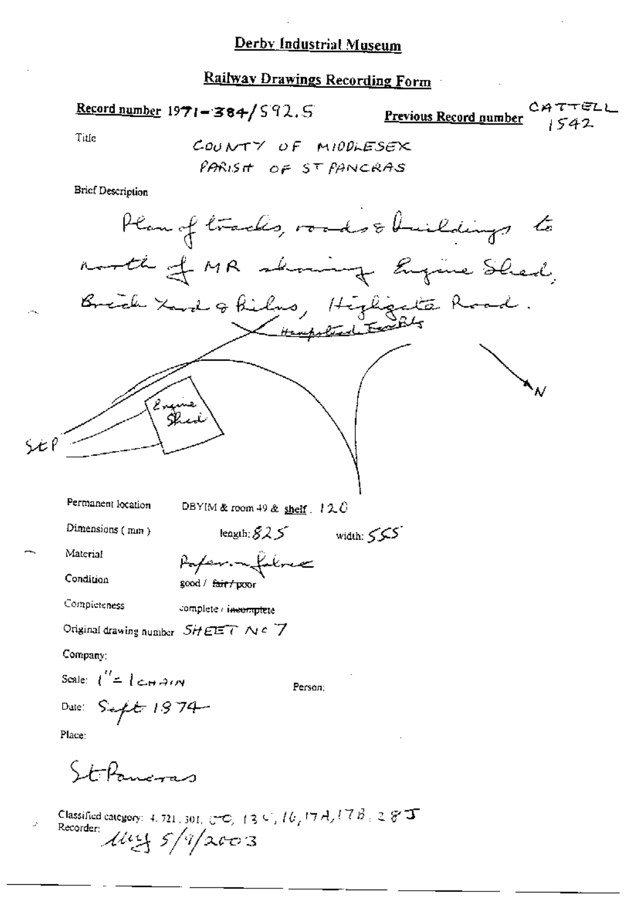# Derby Industrial Museum

## Railway Drawings Recording Form

**Record number** 1971-384/592.5

**Previous Record number** CATTELL 1542

Title

COUNTY OF MIDDLESEX
PARISH OF ST PANCRAS

Brief Description

Plan of tracks, roads & buildings to north of MR showing Engine Shed, Brick Yard & kilns, Highgate Road.

Hampstead Ext Rly

Engine Shed

StP

N

Permanent location: DBYIM & room 49 & shelf. 120

Dimensions (mm): length: 825 width: 555

Material: Paper on fabric

Condition: good / ~~fair / poor~~

Completeness: complete / ~~incomplete~~

Original drawing number: SHEET No 7

Company:

Scale: 1" = 1 CHAIN

Person:

Date: Sept 1874

Place:

St Pancras

Classified category: 4.721.301. CC, 13C, 16, 17A, 17B, 28J

Recorder: MLG 5/9/2003